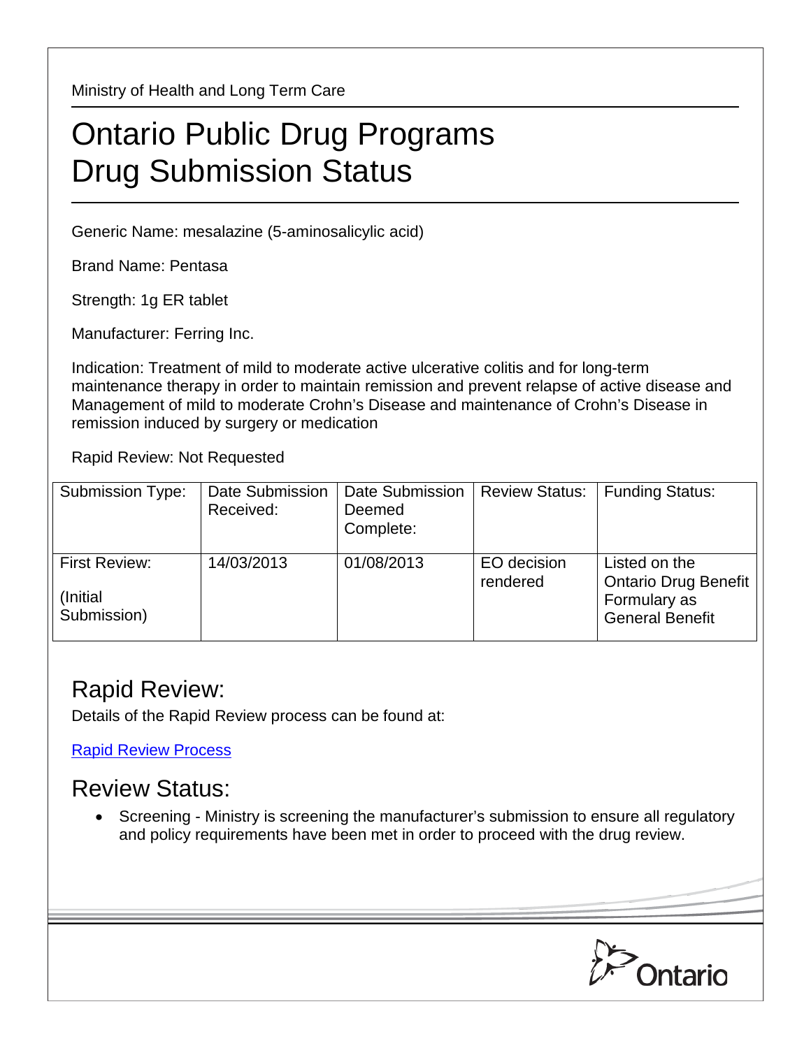Ministry of Health and Long Term Care

# Ontario Public Drug Programs Drug Submission Status

Generic Name: mesalazine (5-aminosalicylic acid)

Brand Name: Pentasa

Strength: 1g ER tablet

Manufacturer: Ferring Inc.

Indication: Treatment of mild to moderate active ulcerative colitis and for long-term maintenance therapy in order to maintain remission and prevent relapse of active disease and Management of mild to moderate Crohn's Disease and maintenance of Crohn's Disease in remission induced by surgery or medication

Rapid Review: Not Requested

| Submission Type: | Date Submission Received: | Date Submission Deemed Complete: | Review Status: | Funding Status: |
|---|---|---|---|---|
| First Review: (Initial Submission) | 14/03/2013 | 01/08/2013 | EO decision rendered | Listed on the Ontario Drug Benefit Formulary as General Benefit |

## Rapid Review:

Details of the Rapid Review process can be found at:

Rapid Review Process

## Review Status:

- Screening - Ministry is screening the manufacturer's submission to ensure all regulatory and policy requirements have been met in order to proceed with the drug review.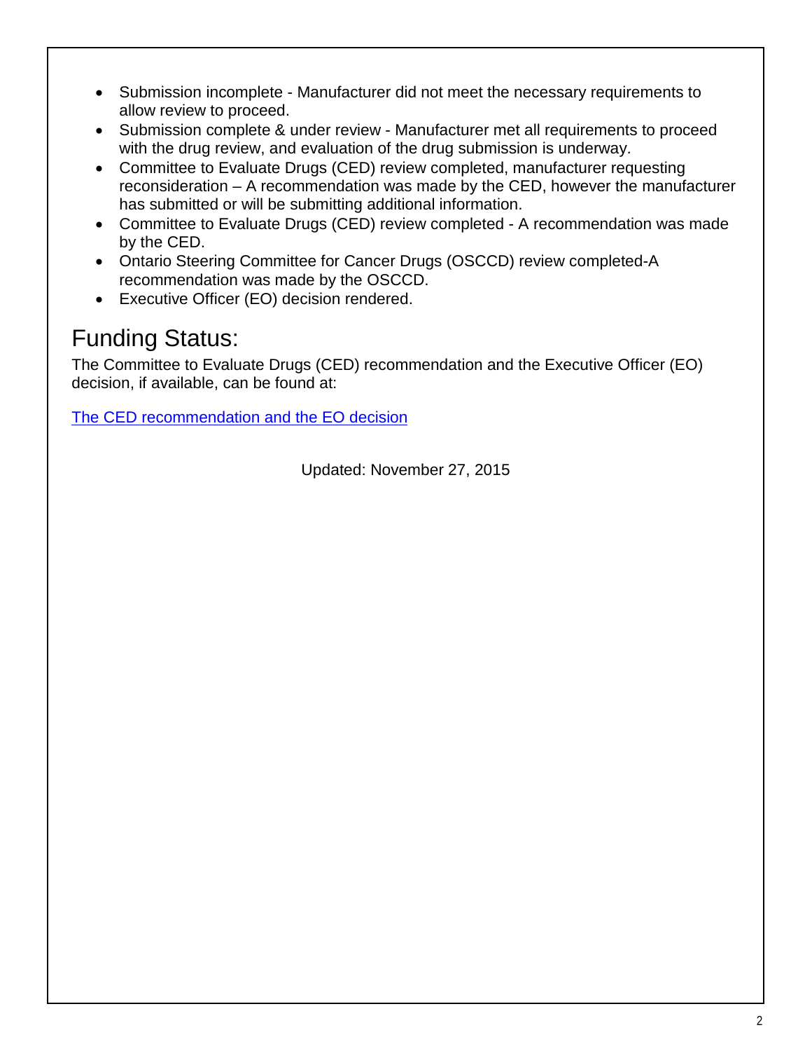- Submission incomplete - Manufacturer did not meet the necessary requirements to allow review to proceed.
- Submission complete & under review - Manufacturer met all requirements to proceed with the drug review, and evaluation of the drug submission is underway.
- Committee to Evaluate Drugs (CED) review completed, manufacturer requesting reconsideration – A recommendation was made by the CED, however the manufacturer has submitted or will be submitting additional information.
- Committee to Evaluate Drugs (CED) review completed - A recommendation was made by the CED.
- Ontario Steering Committee for Cancer Drugs (OSCCD) review completed-A recommendation was made by the OSCCD.
- Executive Officer (EO) decision rendered.

## Funding Status:

The Committee to Evaluate Drugs (CED) recommendation and the Executive Officer (EO) decision, if available, can be found at:

The CED recommendation and the EO decision

Updated: November 27, 2015